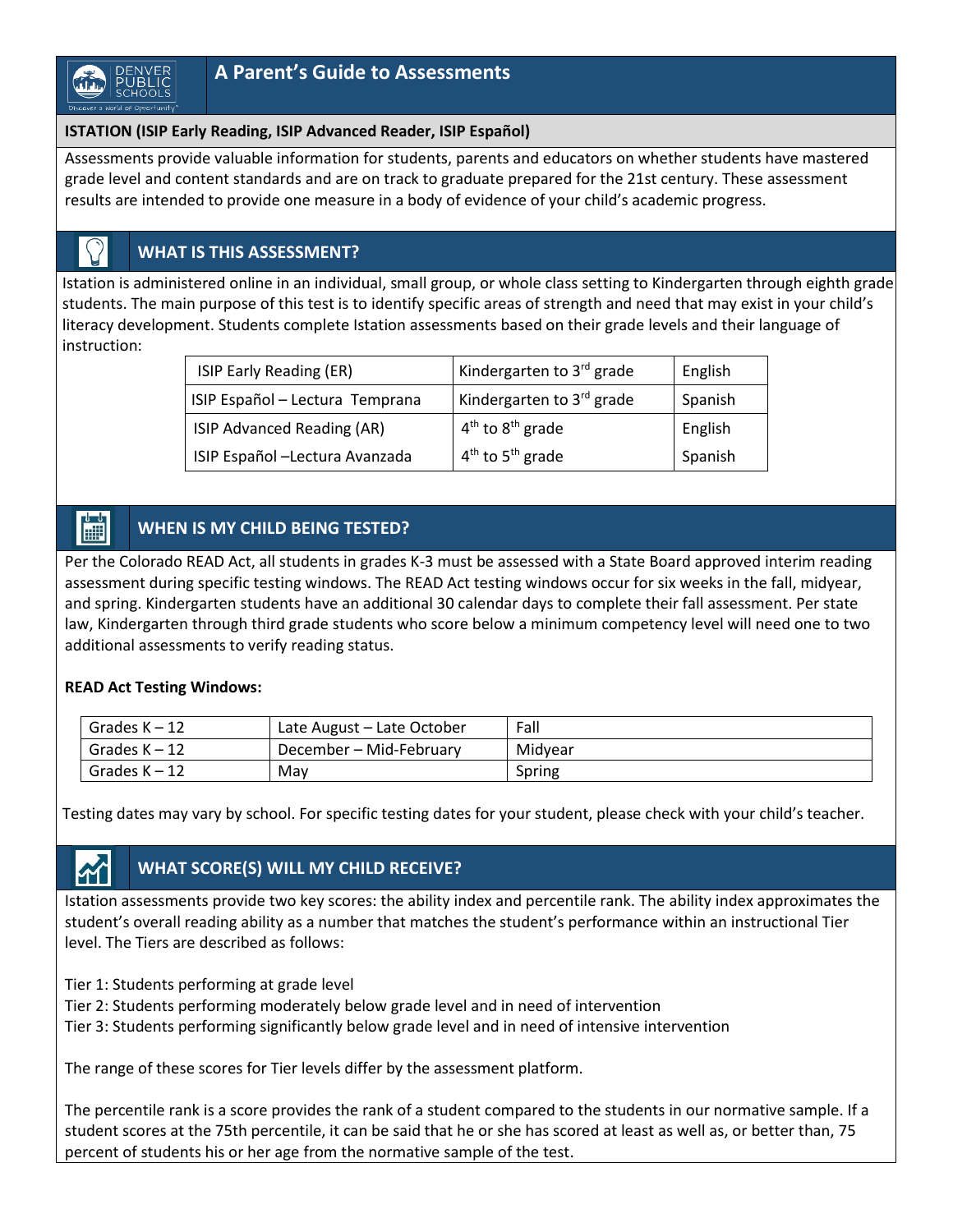# A Parent's Guide to Assessments

**ISTATION (ISIP Early Reading, ISIP Advanced Reader, ISIP Español)**

Assessments provide valuable information for students, parents and educators on whether students have mastered grade level and content standards and are on track to graduate prepared for the 21st century. These assessment results are intended to provide one measure in a body of evidence of your child's academic progress.

## WHAT IS THIS ASSESSMENT?

Istation is administered online in an individual, small group, or whole class setting to Kindergarten through eighth grade students. The main purpose of this test is to identify specific areas of strength and need that may exist in your child's literacy development. Students complete Istation assessments based on their grade levels and their language of instruction:

| | | |
|---|---|---|
| ISIP Early Reading (ER) | Kindergarten to 3rd grade | English |
| ISIP Español – Lectura Temprana | Kindergarten to 3rd grade | Spanish |
| ISIP Advanced Reading (AR) | 4th to 8th grade | English |
| ISIP Español –Lectura Avanzada | 4th to 5th grade | Spanish |

## WHEN IS MY CHILD BEING TESTED?

Per the Colorado READ Act, all students in grades K-3 must be assessed with a State Board approved interim reading assessment during specific testing windows. The READ Act testing windows occur for six weeks in the fall, midyear, and spring. Kindergarten students have an additional 30 calendar days to complete their fall assessment. Per state law, Kindergarten through third grade students who score below a minimum competency level will need one to two additional assessments to verify reading status.

**READ Act Testing Windows:**

| | | |
|---|---|---|
| Grades K – 12 | Late August – Late October | Fall |
| Grades K – 12 | December – Mid-February | Midyear |
| Grades K – 12 | May | Spring |

Testing dates may vary by school. For specific testing dates for your student, please check with your child's teacher.

## WHAT SCORE(S) WILL MY CHILD RECEIVE?

Istation assessments provide two key scores: the ability index and percentile rank. The ability index approximates the student's overall reading ability as a number that matches the student's performance within an instructional Tier level. The Tiers are described as follows:

Tier 1: Students performing at grade level
Tier 2: Students performing moderately below grade level and in need of intervention
Tier 3: Students performing significantly below grade level and in need of intensive intervention

The range of these scores for Tier levels differ by the assessment platform.

The percentile rank is a score provides the rank of a student compared to the students in our normative sample. If a student scores at the 75th percentile, it can be said that he or she has scored at least as well as, or better than, 75 percent of students his or her age from the normative sample of the test.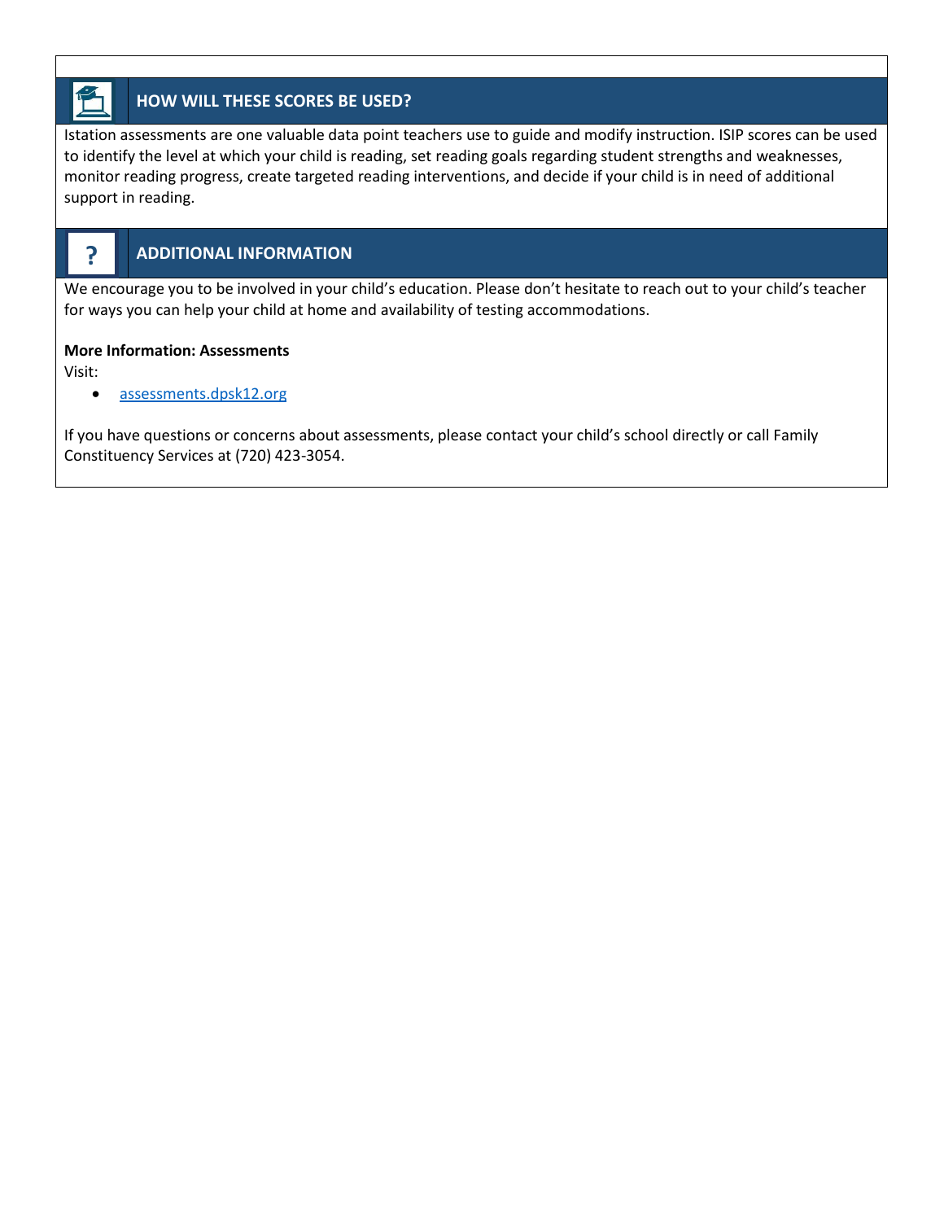## HOW WILL THESE SCORES BE USED?

Istation assessments are one valuable data point teachers use to guide and modify instruction. ISIP scores can be used to identify the level at which your child is reading, set reading goals regarding student strengths and weaknesses, monitor reading progress, create targeted reading interventions, and decide if your child is in need of additional support in reading.

## ADDITIONAL INFORMATION

We encourage you to be involved in your child's education. Please don't hesitate to reach out to your child's teacher for ways you can help your child at home and availability of testing accommodations.

**More Information: Assessments**

Visit:

- assessments.dpsk12.org

If you have questions or concerns about assessments, please contact your child's school directly or call Family Constituency Services at (720) 423-3054.